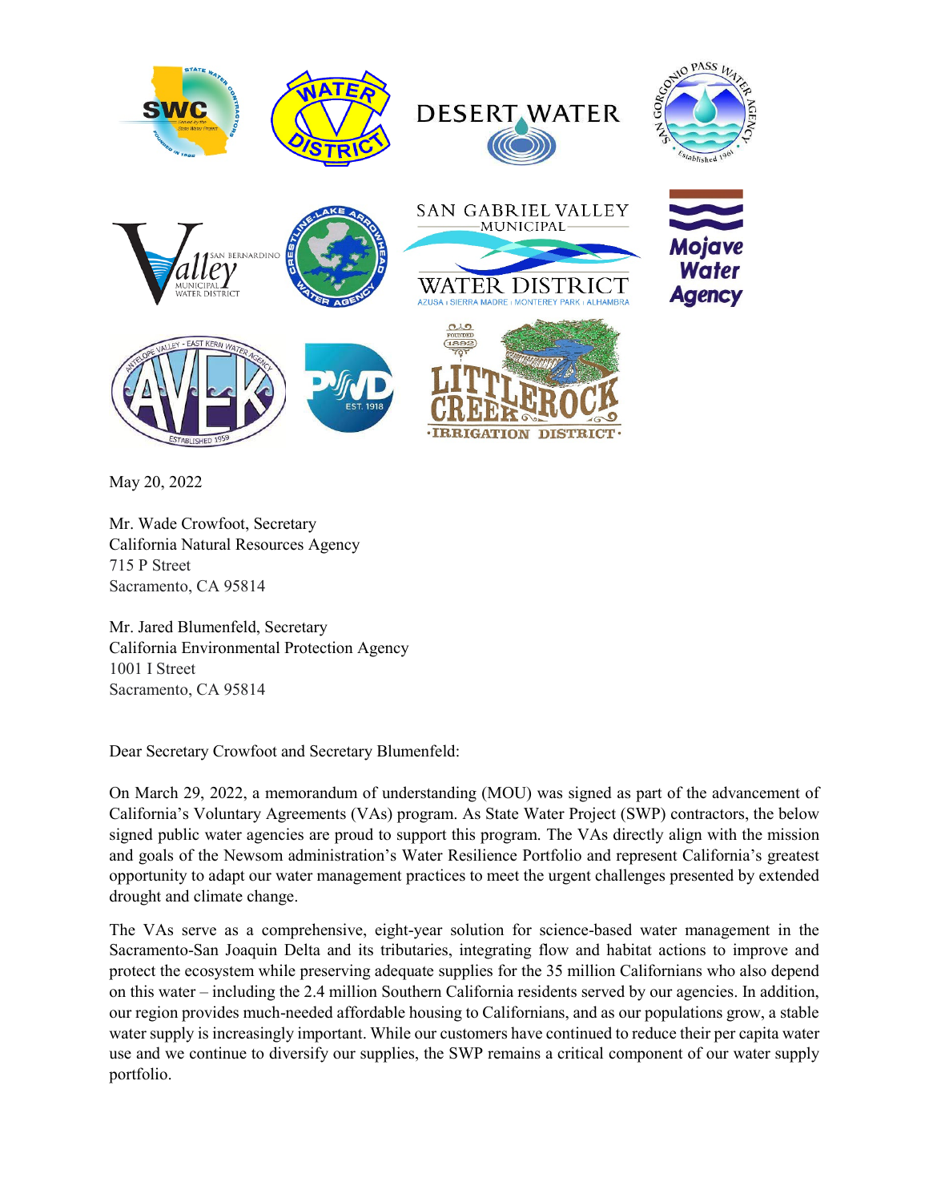May 20, 2022

Mr. Wade Crowfoot, Secretary
California Natural Resources Agency
715 P Street
Sacramento, CA 95814

Mr. Jared Blumenfeld, Secretary
California Environmental Protection Agency
1001 I Street
Sacramento, CA 95814

Dear Secretary Crowfoot and Secretary Blumenfeld:

On March 29, 2022, a memorandum of understanding (MOU) was signed as part of the advancement of California's Voluntary Agreements (VAs) program. As State Water Project (SWP) contractors, the below signed public water agencies are proud to support this program. The VAs directly align with the mission and goals of the Newsom administration's Water Resilience Portfolio and represent California's greatest opportunity to adapt our water management practices to meet the urgent challenges presented by extended drought and climate change.

The VAs serve as a comprehensive, eight-year solution for science-based water management in the Sacramento-San Joaquin Delta and its tributaries, integrating flow and habitat actions to improve and protect the ecosystem while preserving adequate supplies for the 35 million Californians who also depend on this water – including the 2.4 million Southern California residents served by our agencies. In addition, our region provides much-needed affordable housing to Californians, and as our populations grow, a stable water supply is increasingly important. While our customers have continued to reduce their per capita water use and we continue to diversify our supplies, the SWP remains a critical component of our water supply portfolio.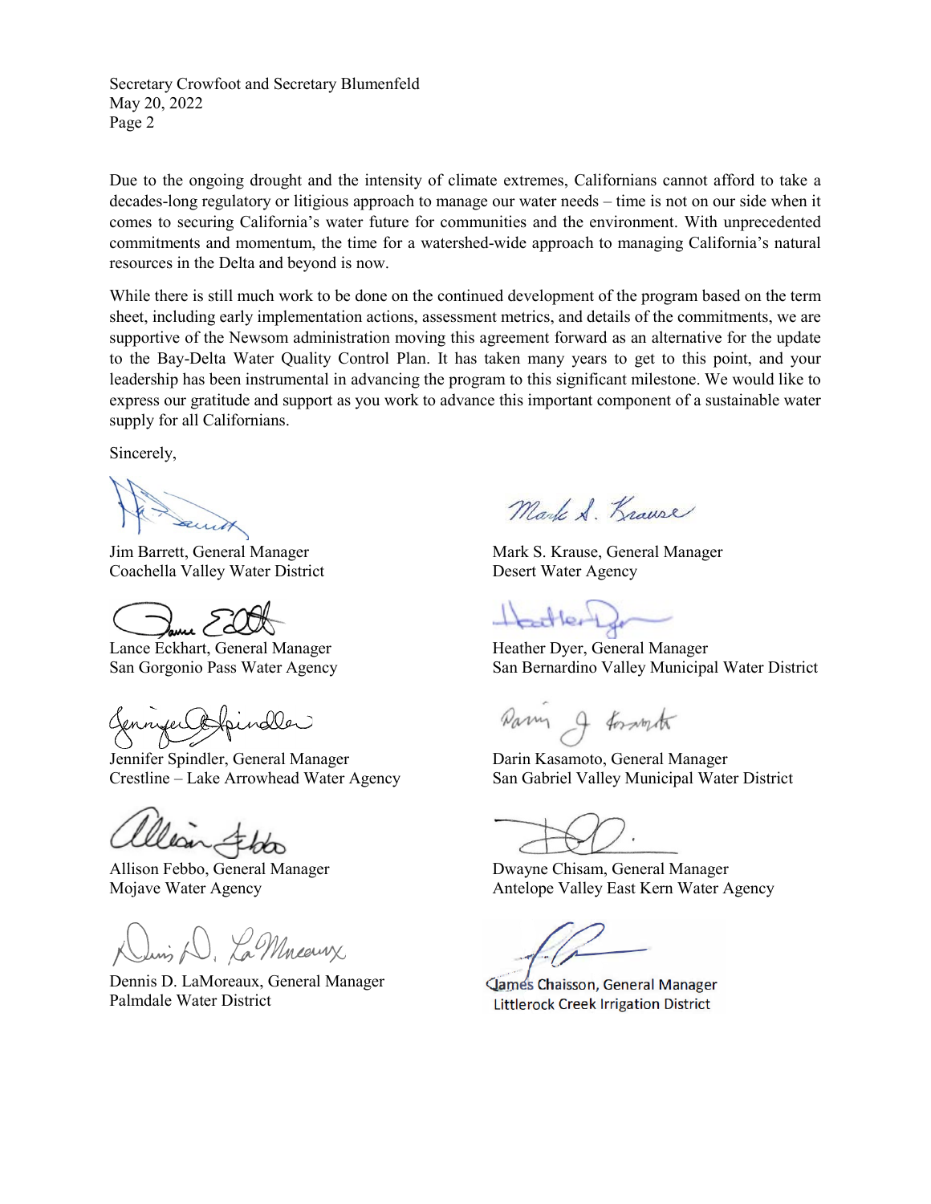Due to the ongoing drought and the intensity of climate extremes, Californians cannot afford to take a decades-long regulatory or litigious approach to manage our water needs – time is not on our side when it comes to securing California's water future for communities and the environment. With unprecedented commitments and momentum, the time for a watershed-wide approach to managing California's natural resources in the Delta and beyond is now.

While there is still much work to be done on the continued development of the program based on the term sheet, including early implementation actions, assessment metrics, and details of the commitments, we are supportive of the Newsom administration moving this agreement forward as an alternative for the update to the Bay-Delta Water Quality Control Plan. It has taken many years to get to this point, and your leadership has been instrumental in advancing the program to this significant milestone. We would like to express our gratitude and support as you work to advance this important component of a sustainable water supply for all Californians.

Sincerely,

Jim Barrett, General Manager
Coachella Valley Water District

Mark S. Krause, General Manager
Desert Water Agency

Lance Eckhart, General Manager
San Gorgonio Pass Water Agency

Heather Dyer, General Manager
San Bernardino Valley Municipal Water District

Jennifer Spindler, General Manager
Crestline – Lake Arrowhead Water Agency

Darin Kasamoto, General Manager
San Gabriel Valley Municipal Water District

Allison Febbo, General Manager
Mojave Water Agency

Dwayne Chisam, General Manager
Antelope Valley East Kern Water Agency

Dennis D. LaMoreaux, General Manager
Palmdale Water District

James Chaisson, General Manager
Littlerock Creek Irrigation District